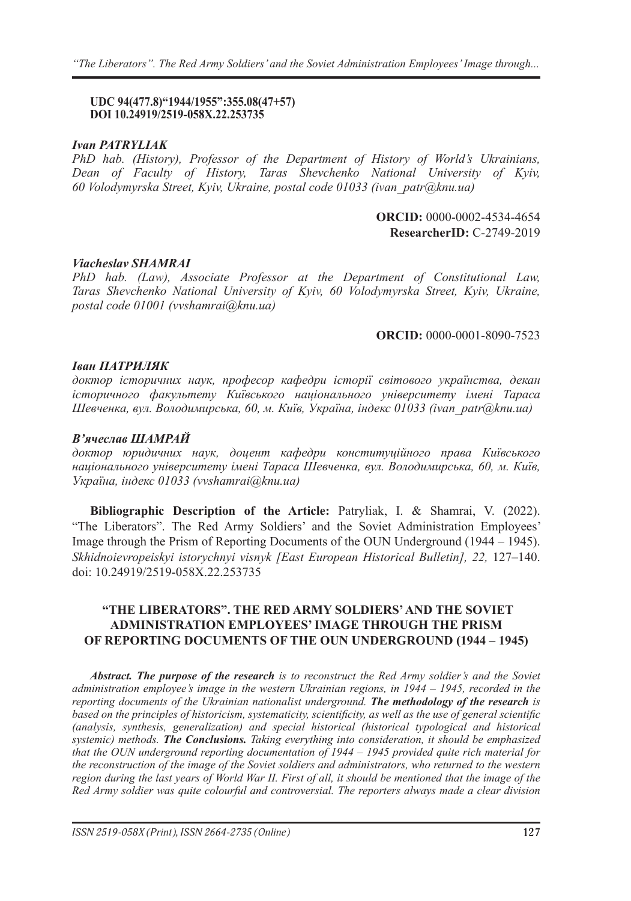**UDC 94(477.8)“1944/1955”:355.08(47+57)**
**DOI 10.24919/2519-058X.22.253735**

***Ivan PATRYLIAK***
*PhD hab. (History), Professor of the Department of History of World's Ukrainians, Dean of Faculty of History, Taras Shevchenko National University of Kyiv, 60 Volodymyrska Street, Kyiv, Ukraine, postal code 01033 (ivan_patr@knu.ua)*

**ORCID:** 0000-0002-4534-4654
**ResearcherID:** C-2749-2019

***Viacheslav SHAMRAI***
*PhD hab. (Law), Associate Professor at the Department of Constitutional Law, Taras Shevchenko National University of Kyiv, 60 Volodymyrska Street, Kyiv, Ukraine, postal code 01001 (vvshamrai@knu.ua)*

**ORCID:** 0000-0001-8090-7523

***Іван ПАТРИЛЯК***
*доктор історичних наук, професор кафедри історії світового українства, декан історичного факультету Київського національного університету імені Тараса Шевченка, вул. Володимирська, 60, м. Київ, Україна, індекс 01033 (ivan_patr@knu.ua)*

***В'ячеслав ШАМРАЙ***
*доктор юридичних наук, доцент кафедри конституційного права Київського національного університету імені Тараса Шевченка, вул. Володимирська, 60, м. Київ, Україна, індекс 01033 (vvshamrai@knu.ua)*

**Bibliographic Description of the Article:** Patryliak, I. & Shamrai, V. (2022). “The Liberators”. The Red Army Soldiers' and the Soviet Administration Employees' Image through the Prism of Reporting Documents of the OUN Underground (1944 – 1945). *Skhidnoievropeiskyi istorychnyi visnyk [East European Historical Bulletin], 22,* 127–140. doi: 10.24919/2519-058X.22.253735

## “THE LIBERATORS”. THE RED ARMY SOLDIERS' AND THE SOVIET ADMINISTRATION EMPLOYEES' IMAGE THROUGH THE PRISM OF REPORTING DOCUMENTS OF THE OUN UNDERGROUND (1944 – 1945)

***Abstract. The purpose of the research*** *is to reconstruct the Red Army soldier's and the Soviet administration employee's image in the western Ukrainian regions, in 1944 – 1945, recorded in the reporting documents of the Ukrainian nationalist underground.* ***The methodology of the research*** *is based on the principles of historicism, systematicity, scientificity, as well as the use of general scientific (analysis, synthesis, generalization) and special historical (historical typological and historical systemic) methods.* ***The Conclusions.*** *Taking everything into consideration, it should be emphasized that the OUN underground reporting documentation of 1944 – 1945 provided quite rich material for the reconstruction of the image of the Soviet soldiers and administrators, who returned to the western region during the last years of World War II. First of all, it should be mentioned that the image of the Red Army soldier was quite colourful and controversial. The reporters always made a clear division*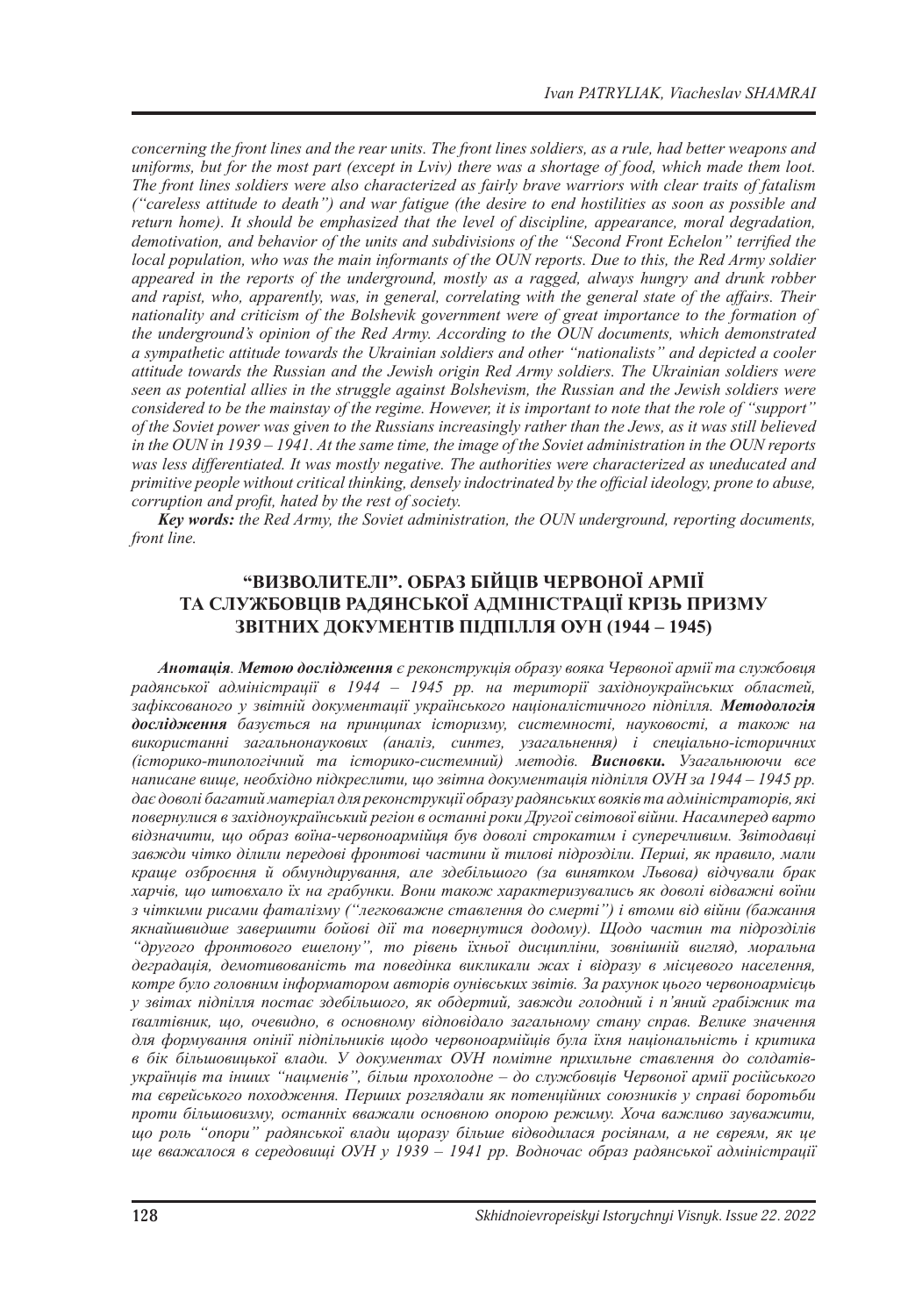*concerning the front lines and the rear units. The front lines soldiers, as a rule, had better weapons and uniforms, but for the most part (except in Lviv) there was a shortage of food, which made them loot. The front lines soldiers were also characterized as fairly brave warriors with clear traits of fatalism ("careless attitude to death") and war fatigue (the desire to end hostilities as soon as possible and return home). It should be emphasized that the level of discipline, appearance, moral degradation, demotivation, and behavior of the units and subdivisions of the "Second Front Echelon" terrified the local population, who was the main informants of the OUN reports. Due to this, the Red Army soldier appeared in the reports of the underground, mostly as a ragged, always hungry and drunk robber and rapist, who, apparently, was, in general, correlating with the general state of the affairs. Their nationality and criticism of the Bolshevik government were of great importance to the formation of the underground's opinion of the Red Army. According to the OUN documents, which demonstrated a sympathetic attitude towards the Ukrainian soldiers and other "nationalists" and depicted a cooler attitude towards the Russian and the Jewish origin Red Army soldiers. The Ukrainian soldiers were seen as potential allies in the struggle against Bolshevism, the Russian and the Jewish soldiers were considered to be the mainstay of the regime. However, it is important to note that the role of "support" of the Soviet power was given to the Russians increasingly rather than the Jews, as it was still believed in the OUN in 1939 – 1941. At the same time, the image of the Soviet administration in the OUN reports was less differentiated. It was mostly negative. The authorities were characterized as uneducated and primitive people without critical thinking, densely indoctrinated by the official ideology, prone to abuse, corruption and profit, hated by the rest of society.*

***Key words:*** *the Red Army, the Soviet administration, the OUN underground, reporting documents, front line.*

## "ВИЗВОЛИТЕЛІ". ОБРАЗ БІЙЦІВ ЧЕРВОНОЇ АРМІЇ ТА СЛУЖБОВЦІВ РАДЯНСЬКОЇ АДМІНІСТРАЦІЇ КРІЗЬ ПРИЗМУ ЗВІТНИХ ДОКУМЕНТІВ ПІДПІЛЛЯ ОУН (1944 – 1945)

***Анотація***. ***Метою дослідження*** *є реконструкція образу вояка Червоної армії та службовця радянської адміністрації в 1944 – 1945 рр. на території західноукраїнських областей, зафіксованого у звітній документації українського націоналістичного підпілля.* ***Методологія дослідження*** *базується на принципах історизму, системності, науковості, а також на використанні загальнонаукових (аналіз, синтез, узагальнення) і спеціально-історичних (історико-типологічний та історико-системний) методів.* ***Висновки.*** *Узагальнюючи все написане вище, необхідно підкреслити, що звітна документація підпілля ОУН за 1944 – 1945 рр. дає доволі багатий матеріал для реконструкції образу радянських вояків та адміністраторів, які повернулися в західноукраїнський регіон в останні роки Другої світової війни. Насамперед варто відзначити, що образ воїна-червоноармійця був доволі строкатим і суперечливим. Звітодавці завжди чітко ділили передові фронтові частини й тилові підрозділи. Перші, як правило, мали краще озброєння й обмундирування, але здебільшого (за винятком Львова) відчували брак харчів, що штовхало їх на грабунки. Вони також характеризувались як доволі відважні воїни з чіткими рисами фаталізму ("легковажне ставлення до смерті") і втоми від війни (бажання якнайшвидше завершити бойові дії та повернутися додому). Щодо частин та підрозділів "другого фронтового ешелону", то рівень їхньої дисципліни, зовнішній вигляд, моральна деградація, демотивованість та поведінка викликали жах і відразу в місцевого населення, котре було головним інформатором авторів оунівських звітів. За рахунок цього червоноармієць у звітах підпілля постає здебільшого, як обдертий, завжди голодний і п'яний грабіжник та ґвалтівник, що, очевидно, в основному відповідало загальному стану справ. Велике значення для формування опінії підпільників щодо червоноармійців була їхня національність і критика в бік більшовицької влади. У документах ОУН помітне прихильне ставлення до солдатів-українців та інших "нацменів", більш прохолодне – до службовців Червоної армії російського та єврейського походження. Перших розглядали як потенційних союзників у справі боротьби проти більшовизму, останніх вважали основною опорою режиму. Хоча важливо зауважити, що роль "опори" радянської влади щоразу більше відводилася росіянам, а не євреям, як це ще вважалося в середовищі ОУН у 1939 – 1941 рр. Водночас образ радянської адміністрації*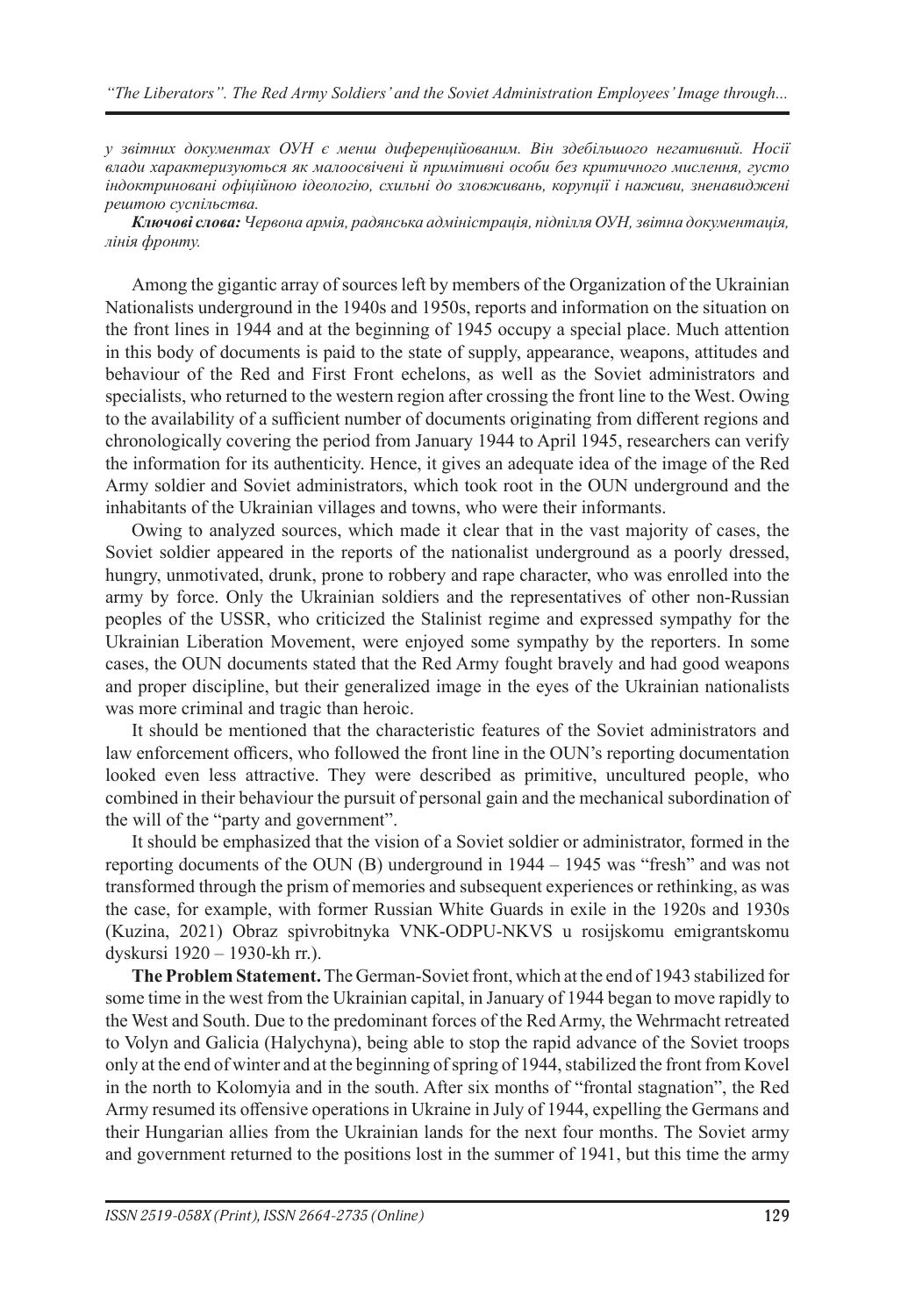*у звітних документах ОУН є менш диференційованим. Він здебільшого негативний. Носії влади характеризуються як малоосвічені й примітивні особи без критичного мислення, густо індоктриновані офіційною ідеологію, схильні до зловживань, корупції і наживи, зненавиджені рештою суспільства.*

***Ключові слова:*** *Червона армія, радянська адміністрація, підпілля ОУН, звітна документація, лінія фронту.*

Among the gigantic array of sources left by members of the Organization of the Ukrainian Nationalists underground in the 1940s and 1950s, reports and information on the situation on the front lines in 1944 and at the beginning of 1945 occupy a special place. Much attention in this body of documents is paid to the state of supply, appearance, weapons, attitudes and behaviour of the Red and First Front echelons, as well as the Soviet administrators and specialists, who returned to the western region after crossing the front line to the West. Owing to the availability of a sufficient number of documents originating from different regions and chronologically covering the period from January 1944 to April 1945, researchers can verify the information for its authenticity. Hence, it gives an adequate idea of the image of the Red Army soldier and Soviet administrators, which took root in the OUN underground and the inhabitants of the Ukrainian villages and towns, who were their informants.

Owing to analyzed sources, which made it clear that in the vast majority of cases, the Soviet soldier appeared in the reports of the nationalist underground as a poorly dressed, hungry, unmotivated, drunk, prone to robbery and rape character, who was enrolled into the army by force. Only the Ukrainian soldiers and the representatives of other non-Russian peoples of the USSR, who criticized the Stalinist regime and expressed sympathy for the Ukrainian Liberation Movement, were enjoyed some sympathy by the reporters. In some cases, the OUN documents stated that the Red Army fought bravely and had good weapons and proper discipline, but their generalized image in the eyes of the Ukrainian nationalists was more criminal and tragic than heroic.

It should be mentioned that the characteristic features of the Soviet administrators and law enforcement officers, who followed the front line in the OUN's reporting documentation looked even less attractive. They were described as primitive, uncultured people, who combined in their behaviour the pursuit of personal gain and the mechanical subordination of the will of the "party and government".

It should be emphasized that the vision of a Soviet soldier or administrator, formed in the reporting documents of the OUN (B) underground in 1944 – 1945 was "fresh" and was not transformed through the prism of memories and subsequent experiences or rethinking, as was the case, for example, with former Russian White Guards in exile in the 1920s and 1930s (Kuzina, 2021) Obraz spivrobitnyka VNK-ODPU-NKVS u rosijskomu emigrantskomu dyskursi 1920 – 1930-kh rr.).

**The Problem Statement.** The German-Soviet front, which at the end of 1943 stabilized for some time in the west from the Ukrainian capital, in January of 1944 began to move rapidly to the West and South. Due to the predominant forces of the Red Army, the Wehrmacht retreated to Volyn and Galicia (Halychyna), being able to stop the rapid advance of the Soviet troops only at the end of winter and at the beginning of spring of 1944, stabilized the front from Kovel in the north to Kolomyia and in the south. After six months of "frontal stagnation", the Red Army resumed its offensive operations in Ukraine in July of 1944, expelling the Germans and their Hungarian allies from the Ukrainian lands for the next four months. The Soviet army and government returned to the positions lost in the summer of 1941, but this time the army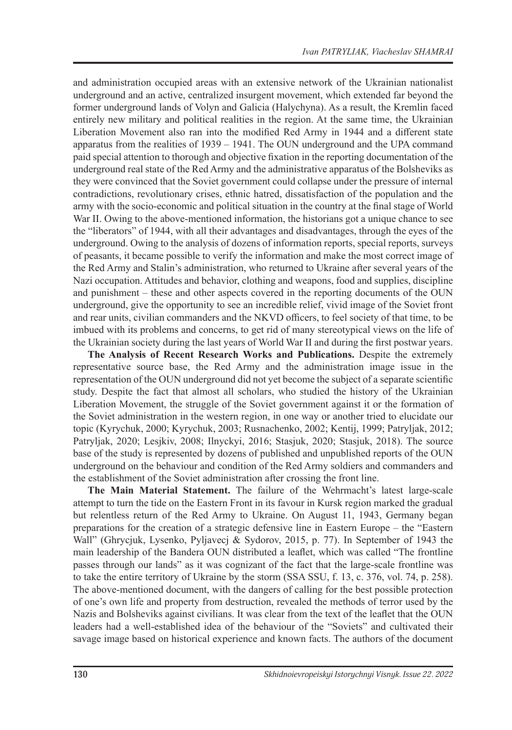and administration occupied areas with an extensive network of the Ukrainian nationalist underground and an active, centralized insurgent movement, which extended far beyond the former underground lands of Volyn and Galicia (Halychyna). As a result, the Kremlin faced entirely new military and political realities in the region. At the same time, the Ukrainian Liberation Movement also ran into the modified Red Army in 1944 and a different state apparatus from the realities of 1939 – 1941. The OUN underground and the UPA command paid special attention to thorough and objective fixation in the reporting documentation of the underground real state of the Red Army and the administrative apparatus of the Bolsheviks as they were convinced that the Soviet government could collapse under the pressure of internal contradictions, revolutionary crises, ethnic hatred, dissatisfaction of the population and the army with the socio-economic and political situation in the country at the final stage of World War II. Owing to the above-mentioned information, the historians got a unique chance to see the "liberators" of 1944, with all their advantages and disadvantages, through the eyes of the underground. Owing to the analysis of dozens of information reports, special reports, surveys of peasants, it became possible to verify the information and make the most correct image of the Red Army and Stalin's administration, who returned to Ukraine after several years of the Nazi occupation. Attitudes and behavior, clothing and weapons, food and supplies, discipline and punishment – these and other aspects covered in the reporting documents of the OUN underground, give the opportunity to see an incredible relief, vivid image of the Soviet front and rear units, civilian commanders and the NKVD officers, to feel society of that time, to be imbued with its problems and concerns, to get rid of many stereotypical views on the life of the Ukrainian society during the last years of World War II and during the first postwar years.

**The Analysis of Recent Research Works and Publications.** Despite the extremely representative source base, the Red Army and the administration image issue in the representation of the OUN underground did not yet become the subject of a separate scientific study. Despite the fact that almost all scholars, who studied the history of the Ukrainian Liberation Movement, the struggle of the Soviet government against it or the formation of the Soviet administration in the western region, in one way or another tried to elucidate our topic (Kyrychuk, 2000; Kyrychuk, 2003; Rusnachenko, 2002; Kentij, 1999; Patryljak, 2012; Patryljak, 2020; Lesjkiv, 2008; Ilnyckyi, 2016; Stasjuk, 2020; Stasjuk, 2018). The source base of the study is represented by dozens of published and unpublished reports of the OUN underground on the behaviour and condition of the Red Army soldiers and commanders and the establishment of the Soviet administration after crossing the front line.

**The Main Material Statement.** The failure of the Wehrmacht's latest large-scale attempt to turn the tide on the Eastern Front in its favour in Kursk region marked the gradual but relentless return of the Red Army to Ukraine. On August 11, 1943, Germany began preparations for the creation of a strategic defensive line in Eastern Europe – the "Eastern Wall" (Ghrycjuk, Lysenko, Pyljavecj & Sydorov, 2015, p. 77). In September of 1943 the main leadership of the Bandera OUN distributed a leaflet, which was called "The frontline passes through our lands" as it was cognizant of the fact that the large-scale frontline was to take the entire territory of Ukraine by the storm (SSA SSU, f. 13, c. 376, vol. 74, p. 258). The above-mentioned document, with the dangers of calling for the best possible protection of one's own life and property from destruction, revealed the methods of terror used by the Nazis and Bolsheviks against civilians. It was clear from the text of the leaflet that the OUN leaders had a well-established idea of the behaviour of the "Soviets" and cultivated their savage image based on historical experience and known facts. The authors of the document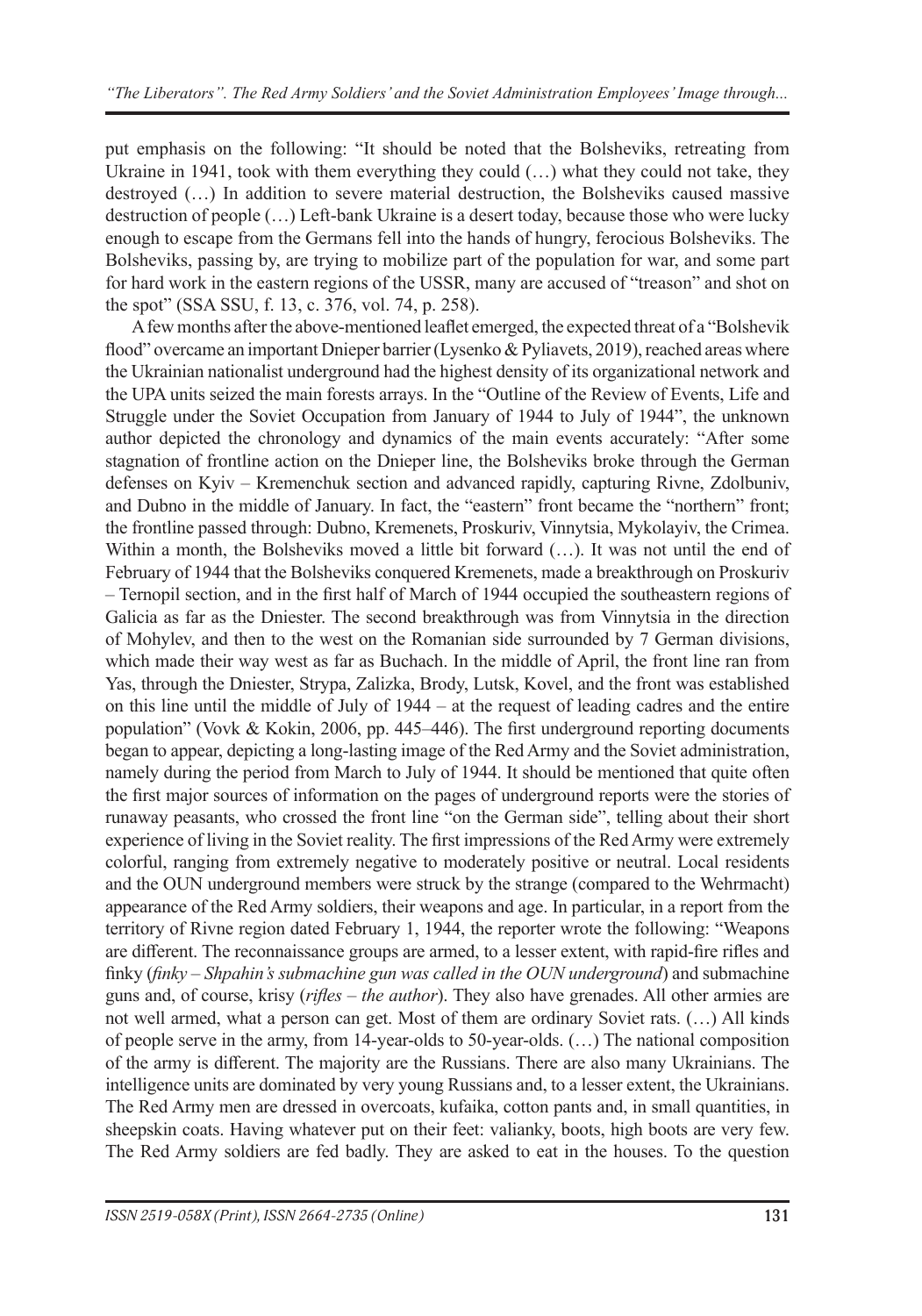put emphasis on the following: "It should be noted that the Bolsheviks, retreating from Ukraine in 1941, took with them everything they could (…) what they could not take, they destroyed (…) In addition to severe material destruction, the Bolsheviks caused massive destruction of people (…) Left-bank Ukraine is a desert today, because those who were lucky enough to escape from the Germans fell into the hands of hungry, ferocious Bolsheviks. The Bolsheviks, passing by, are trying to mobilize part of the population for war, and some part for hard work in the eastern regions of the USSR, many are accused of "treason" and shot on the spot" (SSA SSU, f. 13, c. 376, vol. 74, p. 258).

A few months after the above-mentioned leaflet emerged, the expected threat of a "Bolshevik flood" overcame an important Dnieper barrier (Lysenko & Pyliavets, 2019), reached areas where the Ukrainian nationalist underground had the highest density of its organizational network and the UPA units seized the main forests arrays. In the "Outline of the Review of Events, Life and Struggle under the Soviet Occupation from January of 1944 to July of 1944", the unknown author depicted the chronology and dynamics of the main events accurately: "After some stagnation of frontline action on the Dnieper line, the Bolsheviks broke through the German defenses on Kyiv – Kremenchuk section and advanced rapidly, capturing Rivne, Zdolbuniv, and Dubno in the middle of January. In fact, the "eastern" front became the "northern" front; the frontline passed through: Dubno, Kremenets, Proskuriv, Vinnytsia, Mykolayiv, the Crimea. Within a month, the Bolsheviks moved a little bit forward (…). It was not until the end of February of 1944 that the Bolsheviks conquered Kremenets, made a breakthrough on Proskuriv – Ternopil section, and in the first half of March of 1944 occupied the southeastern regions of Galicia as far as the Dniester. The second breakthrough was from Vinnytsia in the direction of Mohylev, and then to the west on the Romanian side surrounded by 7 German divisions, which made their way west as far as Buchach. In the middle of April, the front line ran from Yas, through the Dniester, Strypa, Zalizka, Brody, Lutsk, Kovel, and the front was established on this line until the middle of July of 1944 – at the request of leading cadres and the entire population" (Vovk & Kokin, 2006, pp. 445–446). The first underground reporting documents began to appear, depicting a long-lasting image of the Red Army and the Soviet administration, namely during the period from March to July of 1944. It should be mentioned that quite often the first major sources of information on the pages of underground reports were the stories of runaway peasants, who crossed the front line "on the German side", telling about their short experience of living in the Soviet reality. The first impressions of the Red Army were extremely colorful, ranging from extremely negative to moderately positive or neutral. Local residents and the OUN underground members were struck by the strange (compared to the Wehrmacht) appearance of the Red Army soldiers, their weapons and age. In particular, in a report from the territory of Rivne region dated February 1, 1944, the reporter wrote the following: "Weapons are different. The reconnaissance groups are armed, to a lesser extent, with rapid-fire rifles and finky (*finky – Shpahin's submachine gun was called in the OUN underground*) and submachine guns and, of course, krisy (*rifles – the author*). They also have grenades. All other armies are not well armed, what a person can get. Most of them are ordinary Soviet rats. (…) All kinds of people serve in the army, from 14-year-olds to 50-year-olds. (…) The national composition of the army is different. The majority are the Russians. There are also many Ukrainians. The intelligence units are dominated by very young Russians and, to a lesser extent, the Ukrainians. The Red Army men are dressed in overcoats, kufaika, cotton pants and, in small quantities, in sheepskin coats. Having whatever put on their feet: valianky, boots, high boots are very few. The Red Army soldiers are fed badly. They are asked to eat in the houses. To the question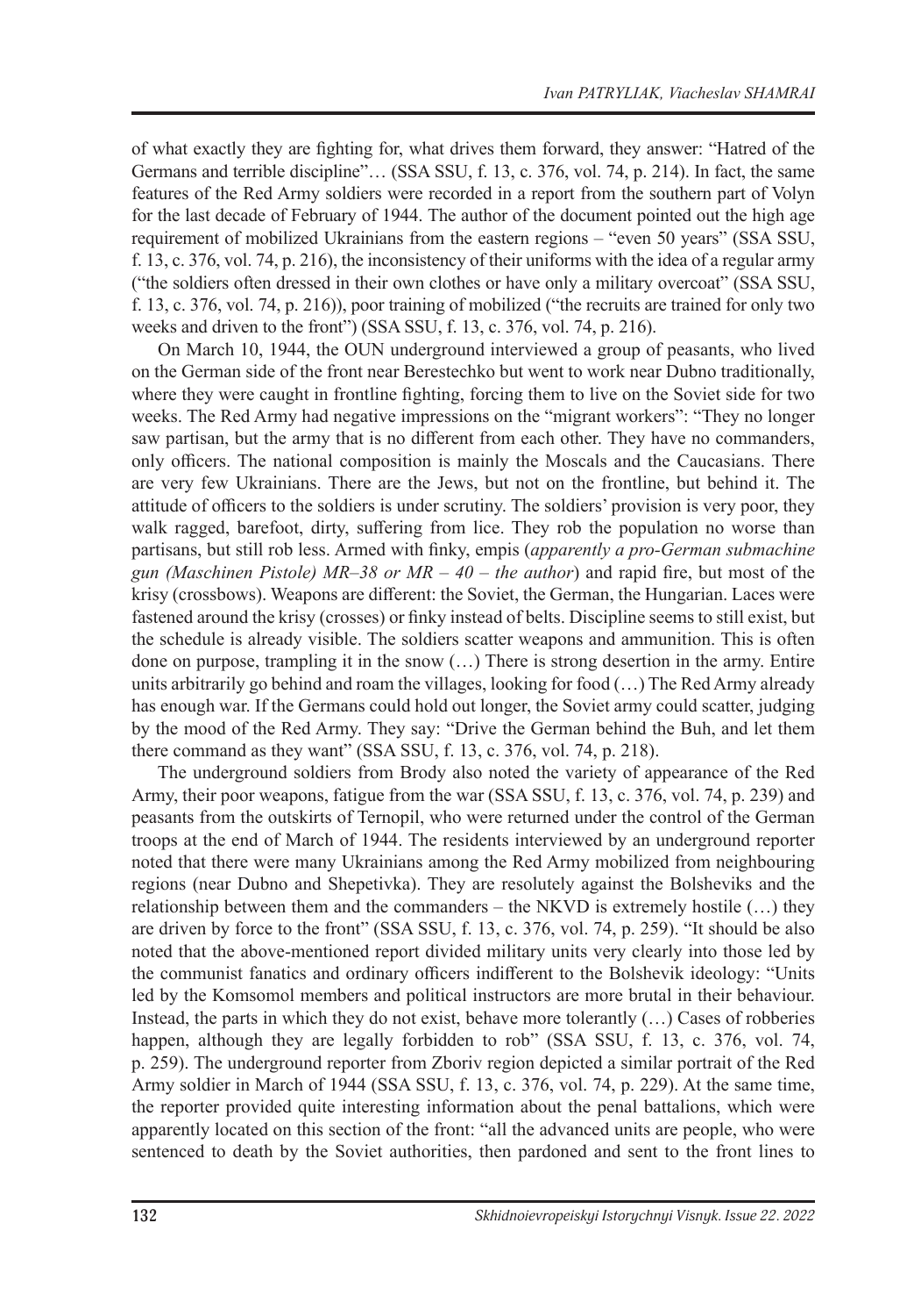of what exactly they are fighting for, what drives them forward, they answer: "Hatred of the Germans and terrible discipline"… (SSA SSU, f. 13, c. 376, vol. 74, p. 214). In fact, the same features of the Red Army soldiers were recorded in a report from the southern part of Volyn for the last decade of February of 1944. The author of the document pointed out the high age requirement of mobilized Ukrainians from the eastern regions – "even 50 years" (SSA SSU, f. 13, c. 376, vol. 74, p. 216), the inconsistency of their uniforms with the idea of a regular army ("the soldiers often dressed in their own clothes or have only a military overcoat" (SSA SSU, f. 13, c. 376, vol. 74, p. 216)), poor training of mobilized ("the recruits are trained for only two weeks and driven to the front") (SSA SSU, f. 13, c. 376, vol. 74, p. 216).

On March 10, 1944, the OUN underground interviewed a group of peasants, who lived on the German side of the front near Berestechko but went to work near Dubno traditionally, where they were caught in frontline fighting, forcing them to live on the Soviet side for two weeks. The Red Army had negative impressions on the "migrant workers": "They no longer saw partisan, but the army that is no different from each other. They have no commanders, only officers. The national composition is mainly the Moscals and the Caucasians. There are very few Ukrainians. There are the Jews, but not on the frontline, but behind it. The attitude of officers to the soldiers is under scrutiny. The soldiers' provision is very poor, they walk ragged, barefoot, dirty, suffering from lice. They rob the population no worse than partisans, but still rob less. Armed with finky, empis (*apparently a pro-German submachine gun (Maschinen Pistole) MR–38 or MR – 40 – the author*) and rapid fire, but most of the krisy (crossbows). Weapons are different: the Soviet, the German, the Hungarian. Laces were fastened around the krisy (crosses) or finky instead of belts. Discipline seems to still exist, but the schedule is already visible. The soldiers scatter weapons and ammunition. This is often done on purpose, trampling it in the snow (…) There is strong desertion in the army. Entire units arbitrarily go behind and roam the villages, looking for food (…) The Red Army already has enough war. If the Germans could hold out longer, the Soviet army could scatter, judging by the mood of the Red Army. They say: "Drive the German behind the Buh, and let them there command as they want" (SSA SSU, f. 13, c. 376, vol. 74, p. 218).

The underground soldiers from Brody also noted the variety of appearance of the Red Army, their poor weapons, fatigue from the war (SSA SSU, f. 13, c. 376, vol. 74, p. 239) and peasants from the outskirts of Ternopil, who were returned under the control of the German troops at the end of March of 1944. The residents interviewed by an underground reporter noted that there were many Ukrainians among the Red Army mobilized from neighbouring regions (near Dubno and Shepetivka). They are resolutely against the Bolsheviks and the relationship between them and the commanders – the NKVD is extremely hostile (…) they are driven by force to the front" (SSA SSU, f. 13, c. 376, vol. 74, p. 259). "It should be also noted that the above-mentioned report divided military units very clearly into those led by the communist fanatics and ordinary officers indifferent to the Bolshevik ideology: "Units led by the Komsomol members and political instructors are more brutal in their behaviour. Instead, the parts in which they do not exist, behave more tolerantly (…) Cases of robberies happen, although they are legally forbidden to rob" (SSA SSU, f. 13, c. 376, vol. 74, p. 259). The underground reporter from Zboriv region depicted a similar portrait of the Red Army soldier in March of 1944 (SSA SSU, f. 13, c. 376, vol. 74, p. 229). At the same time, the reporter provided quite interesting information about the penal battalions, which were apparently located on this section of the front: "all the advanced units are people, who were sentenced to death by the Soviet authorities, then pardoned and sent to the front lines to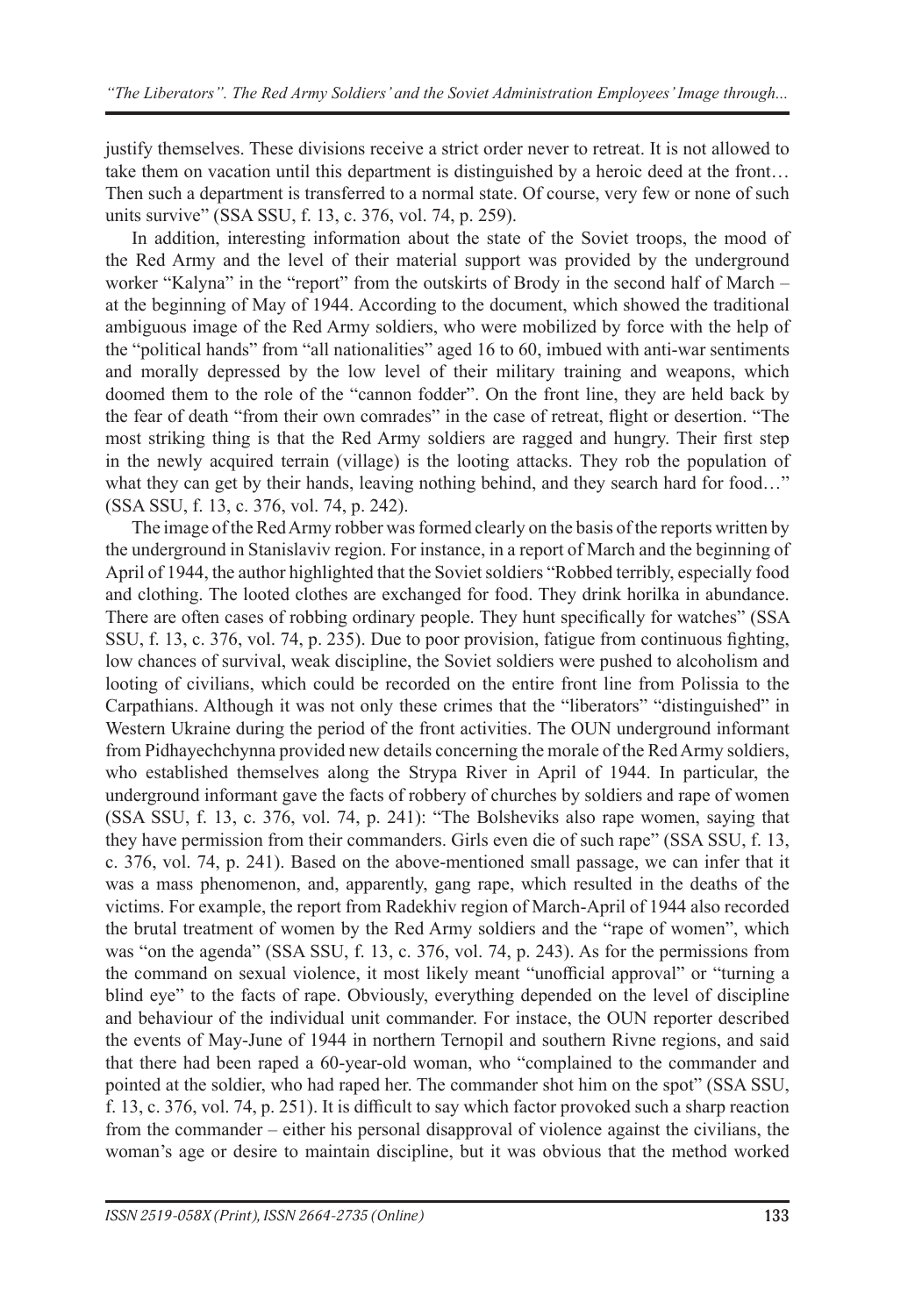justify themselves. These divisions receive a strict order never to retreat. It is not allowed to take them on vacation until this department is distinguished by a heroic deed at the front… Then such a department is transferred to a normal state. Of course, very few or none of such units survive" (SSA SSU, f. 13, c. 376, vol. 74, p. 259).

In addition, interesting information about the state of the Soviet troops, the mood of the Red Army and the level of their material support was provided by the underground worker "Kalyna" in the "report" from the outskirts of Brody in the second half of March – at the beginning of May of 1944. According to the document, which showed the traditional ambiguous image of the Red Army soldiers, who were mobilized by force with the help of the "political hands" from "all nationalities" aged 16 to 60, imbued with anti-war sentiments and morally depressed by the low level of their military training and weapons, which doomed them to the role of the "cannon fodder". On the front line, they are held back by the fear of death "from their own comrades" in the case of retreat, flight or desertion. "The most striking thing is that the Red Army soldiers are ragged and hungry. Their first step in the newly acquired terrain (village) is the looting attacks. They rob the population of what they can get by their hands, leaving nothing behind, and they search hard for food…" (SSA SSU, f. 13, c. 376, vol. 74, p. 242).

The image of the Red Army robber was formed clearly on the basis of the reports written by the underground in Stanislaviv region. For instance, in a report of March and the beginning of April of 1944, the author highlighted that the Soviet soldiers "Robbed terribly, especially food and clothing. The looted clothes are exchanged for food. They drink horilka in abundance. There are often cases of robbing ordinary people. They hunt specifically for watches" (SSA SSU, f. 13, c. 376, vol. 74, p. 235). Due to poor provision, fatigue from continuous fighting, low chances of survival, weak discipline, the Soviet soldiers were pushed to alcoholism and looting of civilians, which could be recorded on the entire front line from Polissia to the Carpathians. Although it was not only these crimes that the "liberators" "distinguished" in Western Ukraine during the period of the front activities. The OUN underground informant from Pidhayechchynna provided new details concerning the morale of the Red Army soldiers, who established themselves along the Strypa River in April of 1944. In particular, the underground informant gave the facts of robbery of churches by soldiers and rape of women (SSA SSU, f. 13, c. 376, vol. 74, p. 241): "The Bolsheviks also rape women, saying that they have permission from their commanders. Girls even die of such rape" (SSA SSU, f. 13, c. 376, vol. 74, p. 241). Based on the above-mentioned small passage, we can infer that it was a mass phenomenon, and, apparently, gang rape, which resulted in the deaths of the victims. For example, the report from Radekhiv region of March-April of 1944 also recorded the brutal treatment of women by the Red Army soldiers and the "rape of women", which was "on the agenda" (SSA SSU, f. 13, c. 376, vol. 74, p. 243). As for the permissions from the command on sexual violence, it most likely meant "unofficial approval" or "turning a blind eye" to the facts of rape. Obviously, everything depended on the level of discipline and behaviour of the individual unit commander. For instace, the OUN reporter described the events of May-June of 1944 in northern Ternopil and southern Rivne regions, and said that there had been raped a 60-year-old woman, who "complained to the commander and pointed at the soldier, who had raped her. The commander shot him on the spot" (SSA SSU, f. 13, c. 376, vol. 74, p. 251). It is difficult to say which factor provoked such a sharp reaction from the commander – either his personal disapproval of violence against the civilians, the woman's age or desire to maintain discipline, but it was obvious that the method worked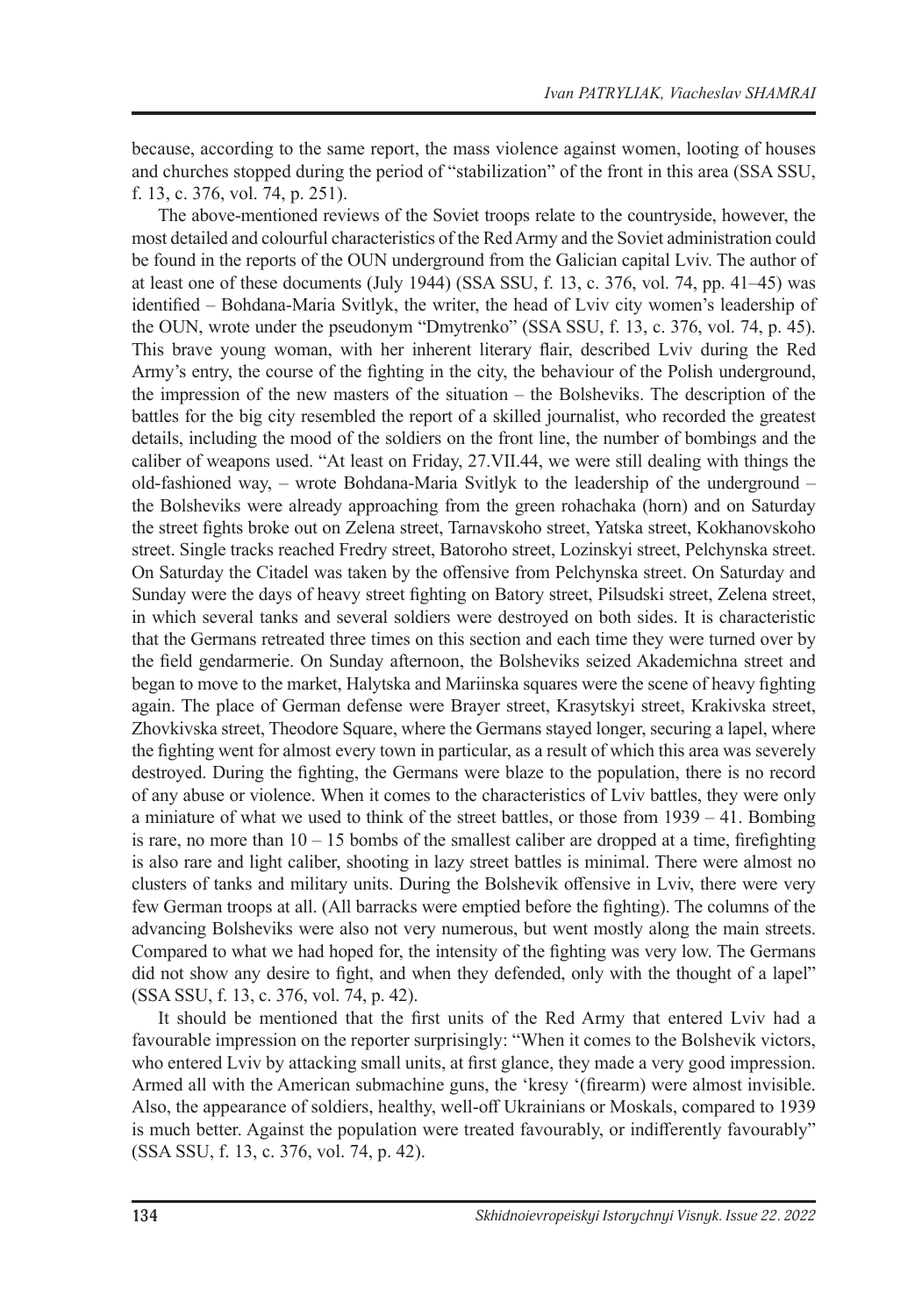because, according to the same report, the mass violence against women, looting of houses and churches stopped during the period of "stabilization" of the front in this area (SSA SSU, f. 13, c. 376, vol. 74, p. 251).

The above-mentioned reviews of the Soviet troops relate to the countryside, however, the most detailed and colourful characteristics of the Red Army and the Soviet administration could be found in the reports of the OUN underground from the Galician capital Lviv. The author of at least one of these documents (July 1944) (SSA SSU, f. 13, c. 376, vol. 74, pp. 41–45) was identified – Bohdana-Maria Svitlyk, the writer, the head of Lviv city women's leadership of the OUN, wrote under the pseudonym "Dmytrenko" (SSA SSU, f. 13, c. 376, vol. 74, p. 45). This brave young woman, with her inherent literary flair, described Lviv during the Red Army's entry, the course of the fighting in the city, the behaviour of the Polish underground, the impression of the new masters of the situation – the Bolsheviks. The description of the battles for the big city resembled the report of a skilled journalist, who recorded the greatest details, including the mood of the soldiers on the front line, the number of bombings and the caliber of weapons used. "At least on Friday, 27.VII.44, we were still dealing with things the old-fashioned way, – wrote Bohdana-Maria Svitlyk to the leadership of the underground – the Bolsheviks were already approaching from the green rohachaka (horn) and on Saturday the street fights broke out on Zelena street, Tarnavskoho street, Yatska street, Kokhanovskoho street. Single tracks reached Fredry street, Batoroho street, Lozinskyi street, Pelchynska street. On Saturday the Citadel was taken by the offensive from Pelchynska street. On Saturday and Sunday were the days of heavy street fighting on Batory street, Pilsudski street, Zelena street, in which several tanks and several soldiers were destroyed on both sides. It is characteristic that the Germans retreated three times on this section and each time they were turned over by the field gendarmerie. On Sunday afternoon, the Bolsheviks seized Akademichna street and began to move to the market, Halytska and Mariinska squares were the scene of heavy fighting again. The place of German defense were Brayer street, Krasytskyi street, Krakivska street, Zhovkivska street, Theodore Square, where the Germans stayed longer, securing a lapel, where the fighting went for almost every town in particular, as a result of which this area was severely destroyed. During the fighting, the Germans were blaze to the population, there is no record of any abuse or violence. When it comes to the characteristics of Lviv battles, they were only a miniature of what we used to think of the street battles, or those from 1939 – 41. Bombing is rare, no more than 10 – 15 bombs of the smallest caliber are dropped at a time, firefighting is also rare and light caliber, shooting in lazy street battles is minimal. There were almost no clusters of tanks and military units. During the Bolshevik offensive in Lviv, there were very few German troops at all. (All barracks were emptied before the fighting). The columns of the advancing Bolsheviks were also not very numerous, but went mostly along the main streets. Compared to what we had hoped for, the intensity of the fighting was very low. The Germans did not show any desire to fight, and when they defended, only with the thought of a lapel" (SSA SSU, f. 13, c. 376, vol. 74, p. 42).

It should be mentioned that the first units of the Red Army that entered Lviv had a favourable impression on the reporter surprisingly: "When it comes to the Bolshevik victors, who entered Lviv by attacking small units, at first glance, they made a very good impression. Armed all with the American submachine guns, the 'kresy '(firearm) were almost invisible. Also, the appearance of soldiers, healthy, well-off Ukrainians or Moskals, compared to 1939 is much better. Against the population were treated favourably, or indifferently favourably" (SSA SSU, f. 13, c. 376, vol. 74, p. 42).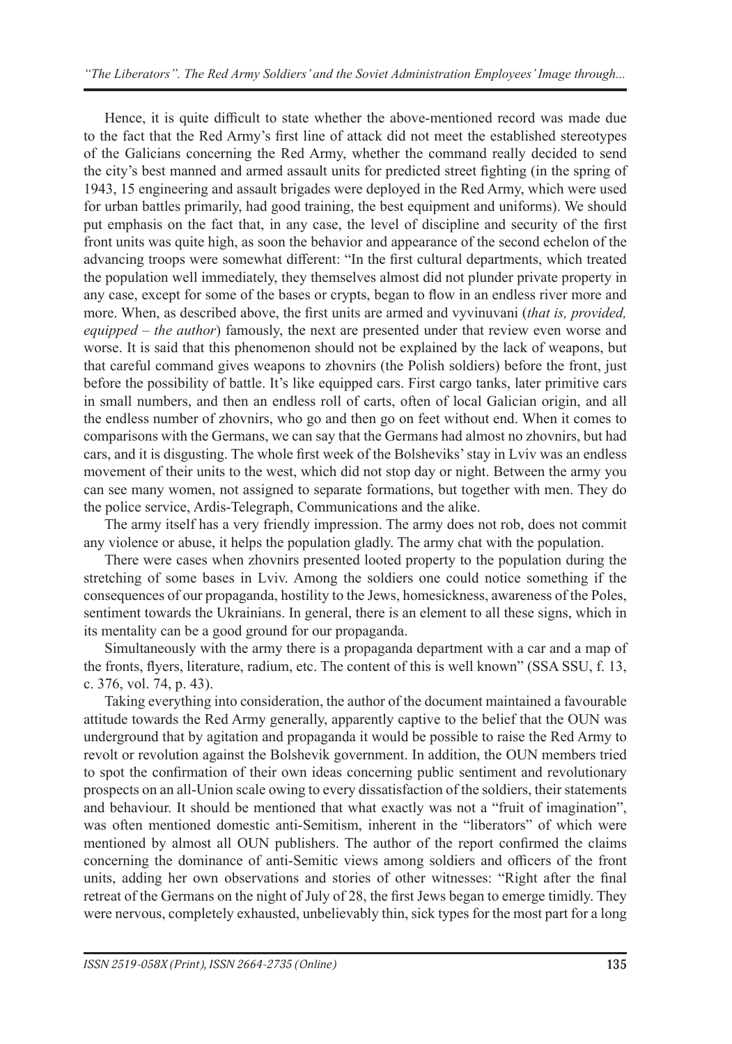Hence, it is quite difficult to state whether the above-mentioned record was made due to the fact that the Red Army's first line of attack did not meet the established stereotypes of the Galicians concerning the Red Army, whether the command really decided to send the city's best manned and armed assault units for predicted street fighting (in the spring of 1943, 15 engineering and assault brigades were deployed in the Red Army, which were used for urban battles primarily, had good training, the best equipment and uniforms). We should put emphasis on the fact that, in any case, the level of discipline and security of the first front units was quite high, as soon the behavior and appearance of the second echelon of the advancing troops were somewhat different: "In the first cultural departments, which treated the population well immediately, they themselves almost did not plunder private property in any case, except for some of the bases or crypts, began to flow in an endless river more and more. When, as described above, the first units are armed and vyvinuvani (*that is, provided, equipped – the author*) famously, the next are presented under that review even worse and worse. It is said that this phenomenon should not be explained by the lack of weapons, but that careful command gives weapons to zhovnirs (the Polish soldiers) before the front, just before the possibility of battle. It's like equipped cars. First cargo tanks, later primitive cars in small numbers, and then an endless roll of carts, often of local Galician origin, and all the endless number of zhovnirs, who go and then go on feet without end. When it comes to comparisons with the Germans, we can say that the Germans had almost no zhovnirs, but had cars, and it is disgusting. The whole first week of the Bolsheviks' stay in Lviv was an endless movement of their units to the west, which did not stop day or night. Between the army you can see many women, not assigned to separate formations, but together with men. They do the police service, Ardis-Telegraph, Communications and the alike.

The army itself has a very friendly impression. The army does not rob, does not commit any violence or abuse, it helps the population gladly. The army chat with the population.

There were cases when zhovnirs presented looted property to the population during the stretching of some bases in Lviv. Among the soldiers one could notice something if the consequences of our propaganda, hostility to the Jews, homesickness, awareness of the Poles, sentiment towards the Ukrainians. In general, there is an element to all these signs, which in its mentality can be a good ground for our propaganda.

Simultaneously with the army there is a propaganda department with a car and a map of the fronts, flyers, literature, radium, etc. The content of this is well known" (SSA SSU, f. 13, c. 376, vol. 74, p. 43).

Taking everything into consideration, the author of the document maintained a favourable attitude towards the Red Army generally, apparently captive to the belief that the OUN was underground that by agitation and propaganda it would be possible to raise the Red Army to revolt or revolution against the Bolshevik government. In addition, the OUN members tried to spot the confirmation of their own ideas concerning public sentiment and revolutionary prospects on an all-Union scale owing to every dissatisfaction of the soldiers, their statements and behaviour. It should be mentioned that what exactly was not a "fruit of imagination", was often mentioned domestic anti-Semitism, inherent in the "liberators" of which were mentioned by almost all OUN publishers. The author of the report confirmed the claims concerning the dominance of anti-Semitic views among soldiers and officers of the front units, adding her own observations and stories of other witnesses: "Right after the final retreat of the Germans on the night of July of 28, the first Jews began to emerge timidly. They were nervous, completely exhausted, unbelievably thin, sick types for the most part for a long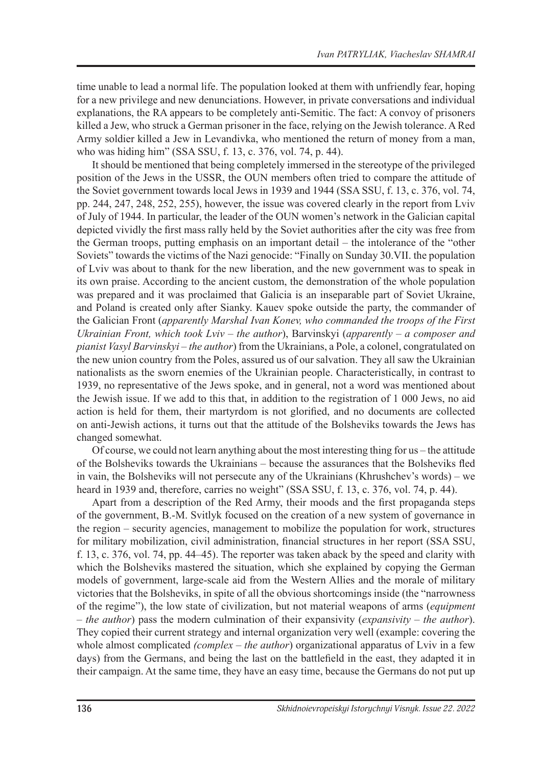time unable to lead a normal life. The population looked at them with unfriendly fear, hoping for a new privilege and new denunciations. However, in private conversations and individual explanations, the RA appears to be completely anti-Semitic. The fact: A convoy of prisoners killed a Jew, who struck a German prisoner in the face, relying on the Jewish tolerance. A Red Army soldier killed a Jew in Levandivka, who mentioned the return of money from a man, who was hiding him" (SSA SSU, f. 13, c. 376, vol. 74, p. 44).

It should be mentioned that being completely immersed in the stereotype of the privileged position of the Jews in the USSR, the OUN members often tried to compare the attitude of the Soviet government towards local Jews in 1939 and 1944 (SSA SSU, f. 13, c. 376, vol. 74, pp. 244, 247, 248, 252, 255), however, the issue was covered clearly in the report from Lviv of July of 1944. In particular, the leader of the OUN women's network in the Galician capital depicted vividly the first mass rally held by the Soviet authorities after the city was free from the German troops, putting emphasis on an important detail – the intolerance of the "other Soviets" towards the victims of the Nazi genocide: "Finally on Sunday 30.VII. the population of Lviv was about to thank for the new liberation, and the new government was to speak in its own praise. According to the ancient custom, the demonstration of the whole population was prepared and it was proclaimed that Galicia is an inseparable part of Soviet Ukraine, and Poland is created only after Sianky. Kauev spoke outside the party, the commander of the Galician Front (*apparently Marshal Ivan Konev, who commanded the troops of the First Ukrainian Front, which took Lviv – the author*), Barvinskyi (*apparently – a composer and pianist Vasyl Barvinskyi – the author*) from the Ukrainians, a Pole, a colonel, congratulated on the new union country from the Poles, assured us of our salvation. They all saw the Ukrainian nationalists as the sworn enemies of the Ukrainian people. Characteristically, in contrast to 1939, no representative of the Jews spoke, and in general, not a word was mentioned about the Jewish issue. If we add to this that, in addition to the registration of 1 000 Jews, no aid action is held for them, their martyrdom is not glorified, and no documents are collected on anti-Jewish actions, it turns out that the attitude of the Bolsheviks towards the Jews has changed somewhat.

Of course, we could not learn anything about the most interesting thing for us – the attitude of the Bolsheviks towards the Ukrainians – because the assurances that the Bolsheviks fled in vain, the Bolsheviks will not persecute any of the Ukrainians (Khrushchev's words) – we heard in 1939 and, therefore, carries no weight" (SSA SSU, f. 13, c. 376, vol. 74, p. 44).

Apart from a description of the Red Army, their moods and the first propaganda steps of the government, B.-M. Svitlyk focused on the creation of a new system of governance in the region – security agencies, management to mobilize the population for work, structures for military mobilization, civil administration, financial structures in her report (SSA SSU, f. 13, c. 376, vol. 74, pp. 44–45). The reporter was taken aback by the speed and clarity with which the Bolsheviks mastered the situation, which she explained by copying the German models of government, large-scale aid from the Western Allies and the morale of military victories that the Bolsheviks, in spite of all the obvious shortcomings inside (the "narrowness of the regime"), the low state of civilization, but not material weapons of arms (*equipment – the author*) pass the modern culmination of their expansivity (*expansivity – the author*). They copied their current strategy and internal organization very well (example: covering the whole almost complicated *(complex – the author)* organizational apparatus of Lviv in a few days) from the Germans, and being the last on the battlefield in the east, they adapted it in their campaign. At the same time, they have an easy time, because the Germans do not put up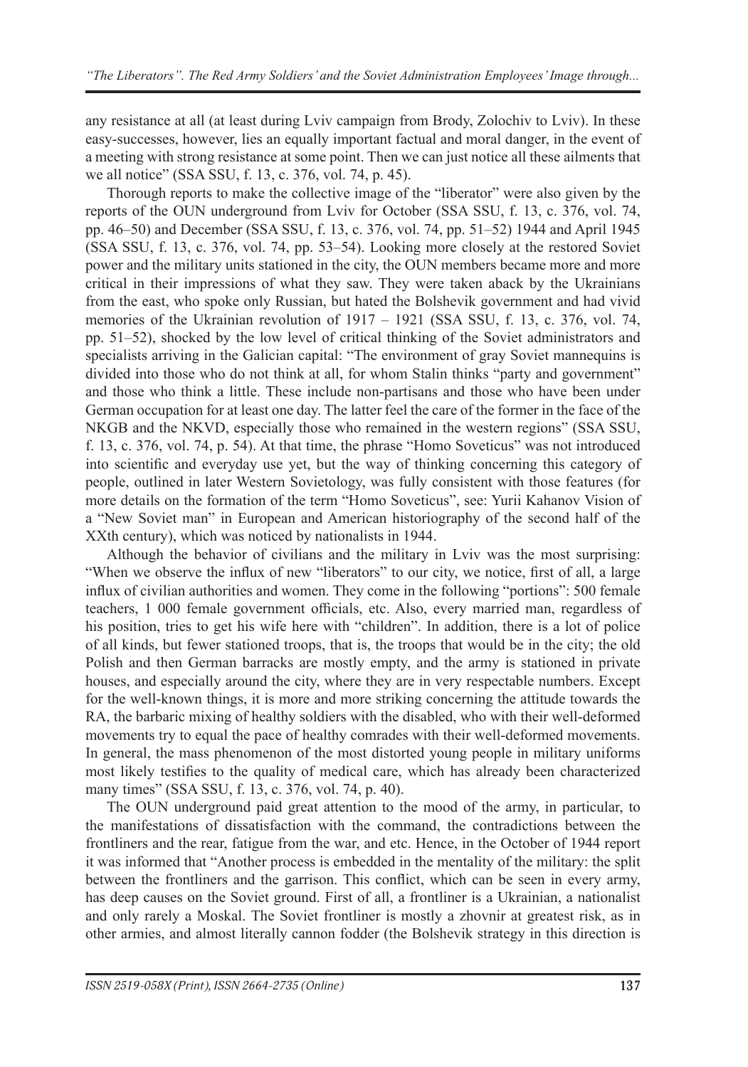any resistance at all (at least during Lviv campaign from Brody, Zolochiv to Lviv). In these easy-successes, however, lies an equally important factual and moral danger, in the event of a meeting with strong resistance at some point. Then we can just notice all these ailments that we all notice" (SSA SSU, f. 13, c. 376, vol. 74, p. 45).

Thorough reports to make the collective image of the "liberator" were also given by the reports of the OUN underground from Lviv for October (SSA SSU, f. 13, c. 376, vol. 74, pp. 46–50) and December (SSA SSU, f. 13, c. 376, vol. 74, pp. 51–52) 1944 and April 1945 (SSA SSU, f. 13, c. 376, vol. 74, pp. 53–54). Looking more closely at the restored Soviet power and the military units stationed in the city, the OUN members became more and more critical in their impressions of what they saw. They were taken aback by the Ukrainians from the east, who spoke only Russian, but hated the Bolshevik government and had vivid memories of the Ukrainian revolution of 1917 – 1921 (SSA SSU, f. 13, c. 376, vol. 74, pp. 51–52), shocked by the low level of critical thinking of the Soviet administrators and specialists arriving in the Galician capital: "The environment of gray Soviet mannequins is divided into those who do not think at all, for whom Stalin thinks "party and government" and those who think a little. These include non-partisans and those who have been under German occupation for at least one day. The latter feel the care of the former in the face of the NKGB and the NKVD, especially those who remained in the western regions" (SSA SSU, f. 13, c. 376, vol. 74, p. 54). At that time, the phrase "Homo Soveticus" was not introduced into scientific and everyday use yet, but the way of thinking concerning this category of people, outlined in later Western Sovietology, was fully consistent with those features (for more details on the formation of the term "Homo Soveticus", see: Yurii Kahanov Vision of a "New Soviet man" in European and American historiography of the second half of the XXth century), which was noticed by nationalists in 1944.

Although the behavior of civilians and the military in Lviv was the most surprising: "When we observe the influx of new "liberators" to our city, we notice, first of all, a large influx of civilian authorities and women. They come in the following "portions": 500 female teachers, 1 000 female government officials, etc. Also, every married man, regardless of his position, tries to get his wife here with "children". In addition, there is a lot of police of all kinds, but fewer stationed troops, that is, the troops that would be in the city; the old Polish and then German barracks are mostly empty, and the army is stationed in private houses, and especially around the city, where they are in very respectable numbers. Except for the well-known things, it is more and more striking concerning the attitude towards the RA, the barbaric mixing of healthy soldiers with the disabled, who with their well-deformed movements try to equal the pace of healthy comrades with their well-deformed movements. In general, the mass phenomenon of the most distorted young people in military uniforms most likely testifies to the quality of medical care, which has already been characterized many times" (SSA SSU, f. 13, c. 376, vol. 74, p. 40).

The OUN underground paid great attention to the mood of the army, in particular, to the manifestations of dissatisfaction with the command, the contradictions between the frontliners and the rear, fatigue from the war, and etc. Hence, in the October of 1944 report it was informed that "Another process is embedded in the mentality of the military: the split between the frontliners and the garrison. This conflict, which can be seen in every army, has deep causes on the Soviet ground. First of all, a frontliner is a Ukrainian, a nationalist and only rarely a Moskal. The Soviet frontliner is mostly a zhovnir at greatest risk, as in other armies, and almost literally cannon fodder (the Bolshevik strategy in this direction is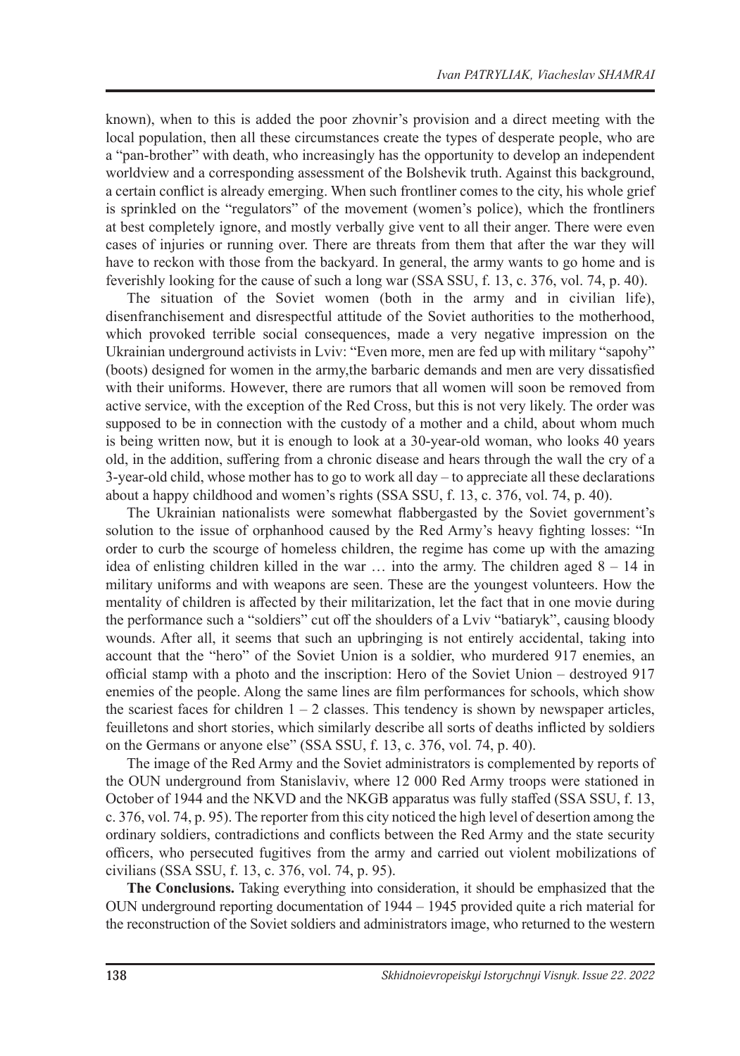known), when to this is added the poor zhovnir's provision and a direct meeting with the local population, then all these circumstances create the types of desperate people, who are a "pan-brother" with death, who increasingly has the opportunity to develop an independent worldview and a corresponding assessment of the Bolshevik truth. Against this background, a certain conflict is already emerging. When such frontliner comes to the city, his whole grief is sprinkled on the "regulators" of the movement (women's police), which the frontliners at best completely ignore, and mostly verbally give vent to all their anger. There were even cases of injuries or running over. There are threats from them that after the war they will have to reckon with those from the backyard. In general, the army wants to go home and is feverishly looking for the cause of such a long war (SSA SSU, f. 13, c. 376, vol. 74, p. 40).

The situation of the Soviet women (both in the army and in civilian life), disenfranchisement and disrespectful attitude of the Soviet authorities to the motherhood, which provoked terrible social consequences, made a very negative impression on the Ukrainian underground activists in Lviv: "Even more, men are fed up with military "sapohy" (boots) designed for women in the army,the barbaric demands and men are very dissatisfied with their uniforms. However, there are rumors that all women will soon be removed from active service, with the exception of the Red Cross, but this is not very likely. The order was supposed to be in connection with the custody of a mother and a child, about whom much is being written now, but it is enough to look at a 30-year-old woman, who looks 40 years old, in the addition, suffering from a chronic disease and hears through the wall the cry of a 3-year-old child, whose mother has to go to work all day – to appreciate all these declarations about a happy childhood and women's rights (SSA SSU, f. 13, c. 376, vol. 74, p. 40).

The Ukrainian nationalists were somewhat flabbergasted by the Soviet government's solution to the issue of orphanhood caused by the Red Army's heavy fighting losses: "In order to curb the scourge of homeless children, the regime has come up with the amazing idea of enlisting children killed in the war … into the army. The children aged 8 – 14 in military uniforms and with weapons are seen. These are the youngest volunteers. How the mentality of children is affected by their militarization, let the fact that in one movie during the performance such a "soldiers" cut off the shoulders of a Lviv "batiaryk", causing bloody wounds. After all, it seems that such an upbringing is not entirely accidental, taking into account that the "hero" of the Soviet Union is a soldier, who murdered 917 enemies, an official stamp with a photo and the inscription: Hero of the Soviet Union – destroyed 917 enemies of the people. Along the same lines are film performances for schools, which show the scariest faces for children 1 – 2 classes. This tendency is shown by newspaper articles, feuilletons and short stories, which similarly describe all sorts of deaths inflicted by soldiers on the Germans or anyone else" (SSA SSU, f. 13, c. 376, vol. 74, p. 40).

The image of the Red Army and the Soviet administrators is complemented by reports of the OUN underground from Stanislaviv, where 12 000 Red Army troops were stationed in October of 1944 and the NKVD and the NKGB apparatus was fully staffed (SSA SSU, f. 13, c. 376, vol. 74, p. 95). The reporter from this city noticed the high level of desertion among the ordinary soldiers, contradictions and conflicts between the Red Army and the state security officers, who persecuted fugitives from the army and carried out violent mobilizations of civilians (SSA SSU, f. 13, c. 376, vol. 74, p. 95).

**The Conclusions.** Taking everything into consideration, it should be emphasized that the OUN underground reporting documentation of 1944 – 1945 provided quite a rich material for the reconstruction of the Soviet soldiers and administrators image, who returned to the western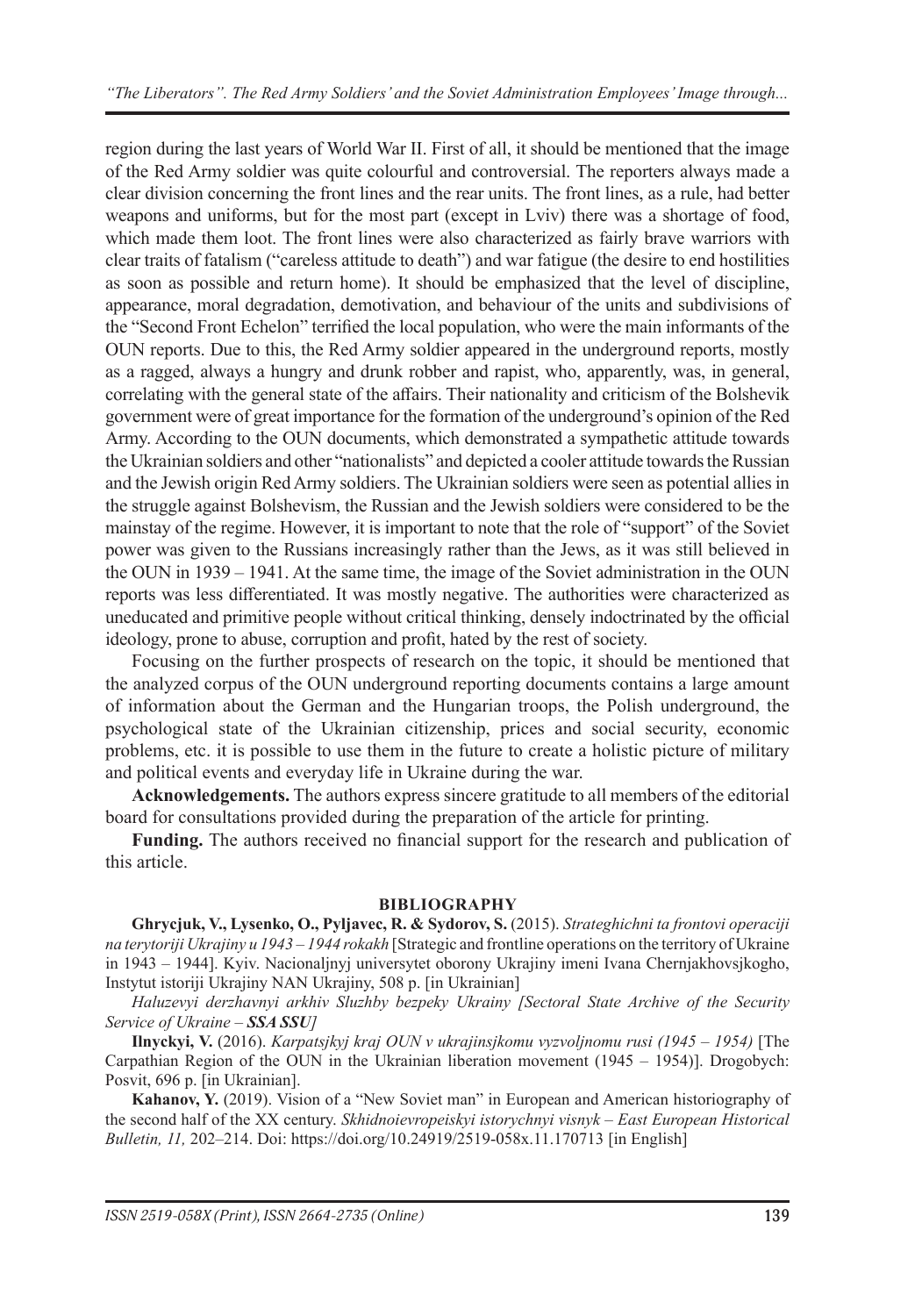region during the last years of World War II. First of all, it should be mentioned that the image of the Red Army soldier was quite colourful and controversial. The reporters always made a clear division concerning the front lines and the rear units. The front lines, as a rule, had better weapons and uniforms, but for the most part (except in Lviv) there was a shortage of food, which made them loot. The front lines were also characterized as fairly brave warriors with clear traits of fatalism ("careless attitude to death") and war fatigue (the desire to end hostilities as soon as possible and return home). It should be emphasized that the level of discipline, appearance, moral degradation, demotivation, and behaviour of the units and subdivisions of the "Second Front Echelon" terrified the local population, who were the main informants of the OUN reports. Due to this, the Red Army soldier appeared in the underground reports, mostly as a ragged, always a hungry and drunk robber and rapist, who, apparently, was, in general, correlating with the general state of the affairs. Their nationality and criticism of the Bolshevik government were of great importance for the formation of the underground's opinion of the Red Army. According to the OUN documents, which demonstrated a sympathetic attitude towards the Ukrainian soldiers and other "nationalists" and depicted a cooler attitude towards the Russian and the Jewish origin Red Army soldiers. The Ukrainian soldiers were seen as potential allies in the struggle against Bolshevism, the Russian and the Jewish soldiers were considered to be the mainstay of the regime. However, it is important to note that the role of "support" of the Soviet power was given to the Russians increasingly rather than the Jews, as it was still believed in the OUN in 1939 – 1941. At the same time, the image of the Soviet administration in the OUN reports was less differentiated. It was mostly negative. The authorities were characterized as uneducated and primitive people without critical thinking, densely indoctrinated by the official ideology, prone to abuse, corruption and profit, hated by the rest of society.

Focusing on the further prospects of research on the topic, it should be mentioned that the analyzed corpus of the OUN underground reporting documents contains a large amount of information about the German and the Hungarian troops, the Polish underground, the psychological state of the Ukrainian citizenship, prices and social security, economic problems, etc. it is possible to use them in the future to create a holistic picture of military and political events and everyday life in Ukraine during the war.

**Acknowledgements.** The authors express sincere gratitude to all members of the editorial board for consultations provided during the preparation of the article for printing.

**Funding.** The authors received no financial support for the research and publication of this article.

## BIBLIOGRAPHY

**Ghrycjuk, V., Lysenko, O., Pyljavec, R. & Sydorov, S.** (2015). *Strateghichni ta frontovi operaciji na terytoriji Ukrajiny u 1943 – 1944 rokakh* [Strategic and frontline operations on the territory of Ukraine in 1943 – 1944]. Kyiv. Nacionaljnyj universytet oborony Ukrajiny imeni Ivana Chernjakhovsjkogho, Instytut istoriji Ukrajiny NAN Ukrajiny, 508 p. [in Ukrainian]

*Haluzevyi derzhavnyi arkhiv Sluzhby bezpeky Ukrainy [Sectoral State Archive of the Security Service of Ukraine –* ***SSA SSU****]*

**Ilnyckyi, V.** (2016). *Karpatsjkyj kraj OUN v ukrajinsjkomu vyzvoljnomu rusi (1945 – 1954)* [The Carpathian Region of the OUN in the Ukrainian liberation movement (1945 – 1954)]. Drogobych: Posvit, 696 p. [in Ukrainian].

**Kahanov, Y.** (2019). Vision of a "New Soviet man" in European and American historiography of the second half of the XX century. *Skhidnoievropeiskyi istorychnyi visnyk – East European Historical Bulletin, 11,* 202–214. Doi: https://doi.org/10.24919/2519-058x.11.170713 [in English]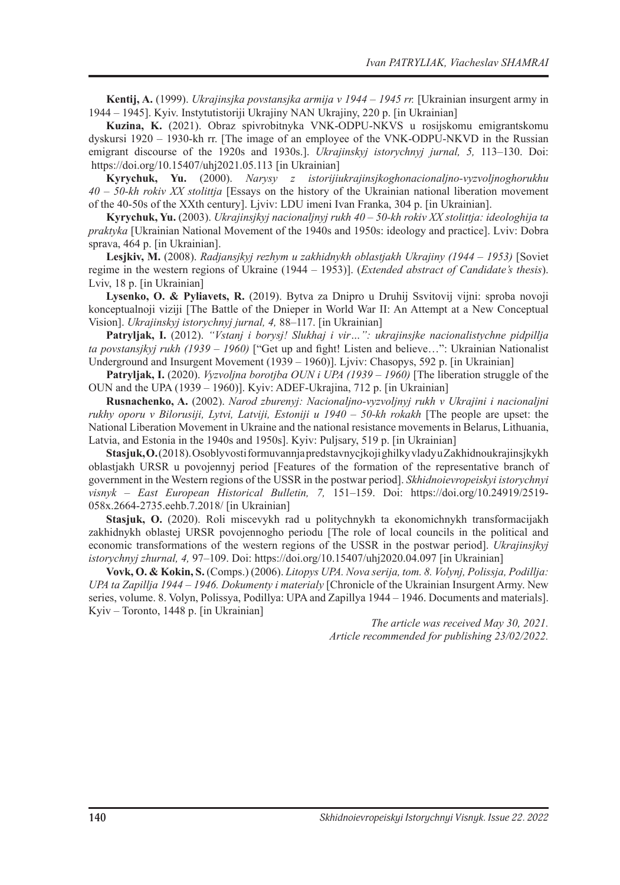**Kentij, A.** (1999). *Ukrajinsjka povstansjka armija v 1944 – 1945 rr.* [Ukrainian insurgent army in 1944 – 1945]. Kyiv. Instytutistoriji Ukrajiny NAN Ukrajiny, 220 p. [in Ukrainian]

**Kuzina, K.** (2021). Obraz spivrobitnyka VNK-ODPU-NKVS u rosijskomu emigrantskomu dyskursi 1920 – 1930-kh rr. [The image of an employee of the VNK-ODPU-NKVD in the Russian emigrant discourse of the 1920s and 1930s.]. *Ukrajinskyj istorychnyj jurnal, 5,* 113–130. Doi: https://doi.org/10.15407/uhj2021.05.113 [in Ukrainian]

**Kyrychuk, Yu.** (2000). *Narysy z istorijiukrajinsjkoghonacionaljno-vyzvoljnoghorukhu 40 – 50-kh rokiv XX stolittja* [Essays on the history of the Ukrainian national liberation movement of the 40-50s of the XXth century]. Ljviv: LDU imeni Ivan Franka, 304 p. [in Ukrainian].

**Kyrychuk, Yu.** (2003). *Ukrajinsjkyj nacionaljnyj rukh 40 – 50-kh rokiv XX stolittja: ideologhija ta praktyka* [Ukrainian National Movement of the 1940s and 1950s: ideology and practice]. Lviv: Dobra sprava, 464 p. [in Ukrainian].

**Lesjkiv, M.** (2008). *Radjansjkyj rezhym u zakhidnykh oblastjakh Ukrajiny (1944 – 1953)* [Soviet regime in the western regions of Ukraine (1944 – 1953)]. (*Extended abstract of Candidate's thesis*). Lviv, 18 p. [in Ukrainian]

**Lysenko, O. & Pyliavets, R.** (2019). Bytva za Dnipro u Druhij Ssvitovij vijni: sproba novoji konceptualnoji viziji [The Battle of the Dnieper in World War II: An Attempt at a New Conceptual Vision]. *Ukrajinskyj istorychnyj jurnal, 4,* 88–117. [in Ukrainian]

**Patryljak, I.** (2012). *"Vstanj i borysj! Slukhaj i vir…": ukrajinsjke nacionalistychne pidpillja ta povstansjkyj rukh (1939 – 1960)* ["Get up and fight! Listen and believe…": Ukrainian Nationalist Underground and Insurgent Movement (1939 – 1960)]. Ljviv: Chasopys, 592 p. [in Ukrainian]

**Patryljak, I.** (2020). *Vyzvoljna borotjba OUN i UPA (1939 – 1960)* [The liberation struggle of the OUN and the UPA (1939 – 1960)]. Kyiv: ADEF-Ukrajina, 712 p. [in Ukrainian]

**Rusnachenko, A.** (2002). *Narod zburenyj: Nacionaljno-vyzvoljnyj rukh v Ukrajini i nacionaljni rukhy oporu v Bilorusiji, Lytvi, Latviji, Estoniji u 1940 – 50-kh rokakh* [The people are upset: the National Liberation Movement in Ukraine and the national resistance movements in Belarus, Lithuania, Latvia, and Estonia in the 1940s and 1950s]. Kyiv: Puljsary, 519 p. [in Ukrainian]

**Stasjuk, O.** (2018). Osoblyvosti formuvannja predstavnycjkoji ghilky vlady u Zakhidnoukrajinsjkykh oblastjakh URSR u povojennyj period [Features of the formation of the representative branch of government in the Western regions of the USSR in the postwar period]. *Skhidnoievropeiskyi istorychnyi visnyk – East European Historical Bulletin, 7,* 151–159. Doi: https://doi.org/10.24919/2519-058x.2664-2735.eehb.7.2018/ [in Ukrainian]

**Stasjuk, O.** (2020). Roli miscevykh rad u politychnykh ta ekonomichnykh transformacijakh zakhidnykh oblastej URSR povojennogho periodu [The role of local councils in the political and economic transformations of the western regions of the USSR in the postwar period]. *Ukrajinsjkyj istorychnyj zhurnal, 4,* 97–109. Doi: https://doi.org/10.15407/uhj2020.04.097 [in Ukrainian]

**Vovk, O. & Kokin, S.** (Comps.) (2006). *Litopys UPA. Nova serija, tom. 8. Volynj, Polissja, Podillja: UPA ta Zapillja 1944 – 1946. Dokumenty i materialy* [Chronicle of the Ukrainian Insurgent Army. New series, volume. 8. Volyn, Polissya, Podillya: UPA and Zapillya 1944 – 1946. Documents and materials]. Kyiv – Toronto, 1448 p. [in Ukrainian]

*The article was received May 30, 2021.*
*Article recommended for publishing 23/02/2022.*